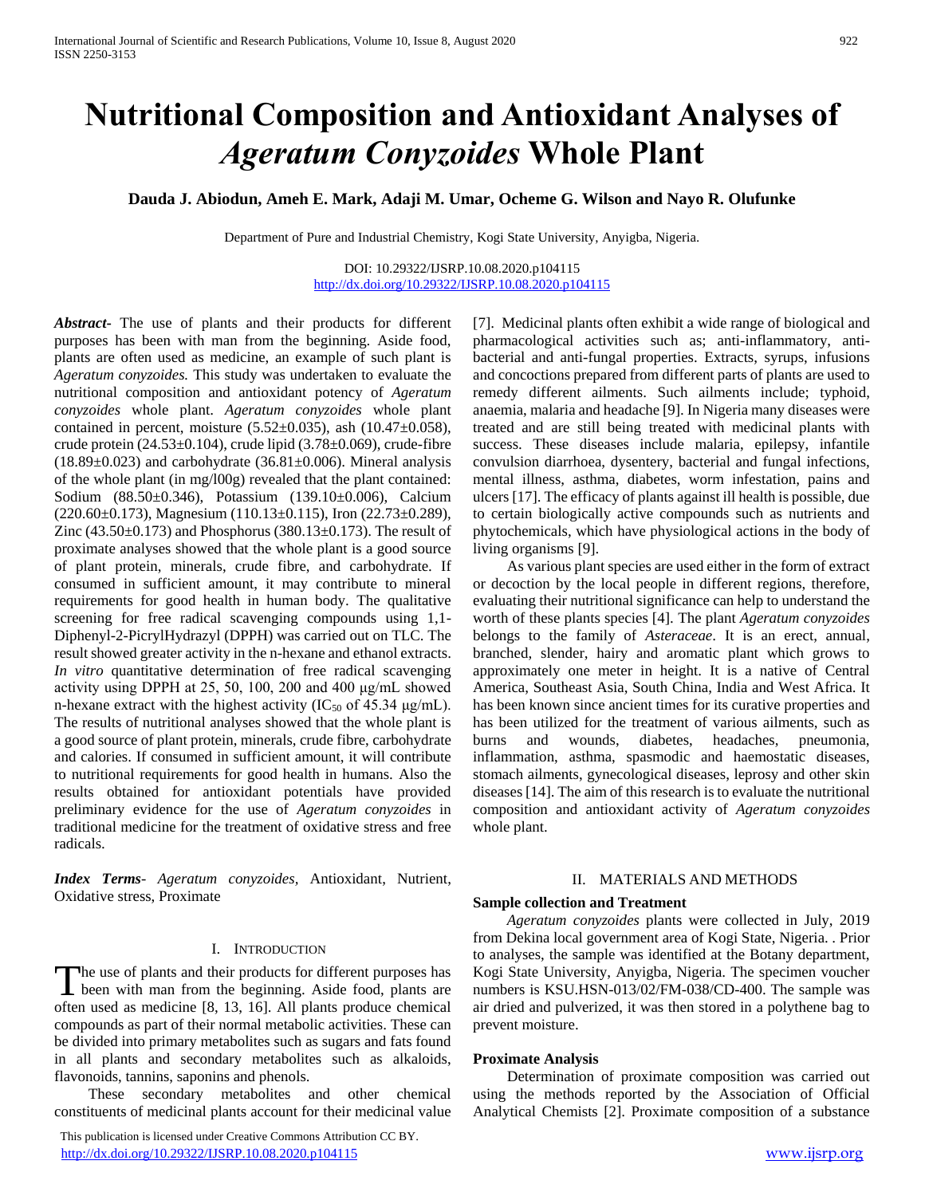# Nutritional Composition and Antioxidant Analyses of *Ageratum Conyzoides* Whole Plant

**Dauda J. Abiodun, Ameh E. Mark, Adaji M. Umar, Ocheme G. Wilson and Nayo R. Olufunke**

Department of Pure and Industrial Chemistry, Kogi State University, Anyigba, Nigeria.

DOI: 10.29322/IJSRP.10.08.2020.p104115
http://dx.doi.org/10.29322/IJSRP.10.08.2020.p104115

***Abstract*-** The use of plants and their products for different purposes has been with man from the beginning. Aside food, plants are often used as medicine, an example of such plant is *Ageratum conyzoides.* This study was undertaken to evaluate the nutritional composition and antioxidant potency of *Ageratum conyzoides* whole plant. *Ageratum conyzoides* whole plant contained in percent, moisture (5.52±0.035), ash (10.47±0.058), crude protein (24.53±0.104), crude lipid (3.78±0.069), crude-fibre (18.89±0.023) and carbohydrate (36.81±0.006). Mineral analysis of the whole plant (in mg/l00g) revealed that the plant contained: Sodium (88.50±0.346), Potassium (139.10±0.006), Calcium (220.60±0.173), Magnesium (110.13±0.115), Iron (22.73±0.289), Zinc (43.50±0.173) and Phosphorus (380.13±0.173). The result of proximate analyses showed that the whole plant is a good source of plant protein, minerals, crude fibre, and carbohydrate. If consumed in sufficient amount, it may contribute to mineral requirements for good health in human body. The qualitative screening for free radical scavenging compounds using 1,1-Diphenyl-2-PicrylHydrazyl (DPPH) was carried out on TLC. The result showed greater activity in the n-hexane and ethanol extracts. *In vitro* quantitative determination of free radical scavenging activity using DPPH at 25, 50, 100, 200 and 400 μg/mL showed n-hexane extract with the highest activity ($IC_{50}$ of 45.34 μg/mL). The results of nutritional analyses showed that the whole plant is a good source of plant protein, minerals, crude fibre, carbohydrate and calories. If consumed in sufficient amount, it will contribute to nutritional requirements for good health in humans. Also the results obtained for antioxidant potentials have provided preliminary evidence for the use of *Ageratum conyzoides* in traditional medicine for the treatment of oxidative stress and free radicals.

***Index Terms*-** *Ageratum conyzoides,* Antioxidant, Nutrient, Oxidative stress, Proximate

## I. Introduction

The use of plants and their products for different purposes has been with man from the beginning. Aside food, plants are often used as medicine [8, 13, 16]. All plants produce chemical compounds as part of their normal metabolic activities. These can be divided into primary metabolites such as sugars and fats found in all plants and secondary metabolites such as alkaloids, flavonoids, tannins, saponins and phenols.

These secondary metabolites and other chemical constituents of medicinal plants account for their medicinal value [7]. Medicinal plants often exhibit a wide range of biological and pharmacological activities such as; anti-inflammatory, anti-bacterial and anti-fungal properties. Extracts, syrups, infusions and concoctions prepared from different parts of plants are used to remedy different ailments. Such ailments include; typhoid, anaemia, malaria and headache [9]. In Nigeria many diseases were treated and are still being treated with medicinal plants with success. These diseases include malaria, epilepsy, infantile convulsion diarrhoea, dysentery, bacterial and fungal infections, mental illness, asthma, diabetes, worm infestation, pains and ulcers [17]. The efficacy of plants against ill health is possible, due to certain biologically active compounds such as nutrients and phytochemicals, which have physiological actions in the body of living organisms [9].

As various plant species are used either in the form of extract or decoction by the local people in different regions, therefore, evaluating their nutritional significance can help to understand the worth of these plants species [4]. The plant *Ageratum conyzoides* belongs to the family of *Asteraceae*. It is an erect, annual, branched, slender, hairy and aromatic plant which grows to approximately one meter in height. It is a native of Central America, Southeast Asia, South China, India and West Africa. It has been known since ancient times for its curative properties and has been utilized for the treatment of various ailments, such as burns and wounds, diabetes, headaches, pneumonia, inflammation, asthma, spasmodic and haemostatic diseases, stomach ailments, gynecological diseases, leprosy and other skin diseases [14]. The aim of this research is to evaluate the nutritional composition and antioxidant activity of *Ageratum conyzoides* whole plant.

## II. Materials and Methods

### Sample collection and Treatment

*Ageratum conyzoides* plants were collected in July, 2019 from Dekina local government area of Kogi State, Nigeria. . Prior to analyses, the sample was identified at the Botany department, Kogi State University, Anyigba, Nigeria. The specimen voucher numbers is KSU.HSN-013/02/FM-038/CD-400. The sample was air dried and pulverized, it was then stored in a polythene bag to prevent moisture.

### Proximate Analysis

Determination of proximate composition was carried out using the methods reported by the Association of Official Analytical Chemists [2]. Proximate composition of a substance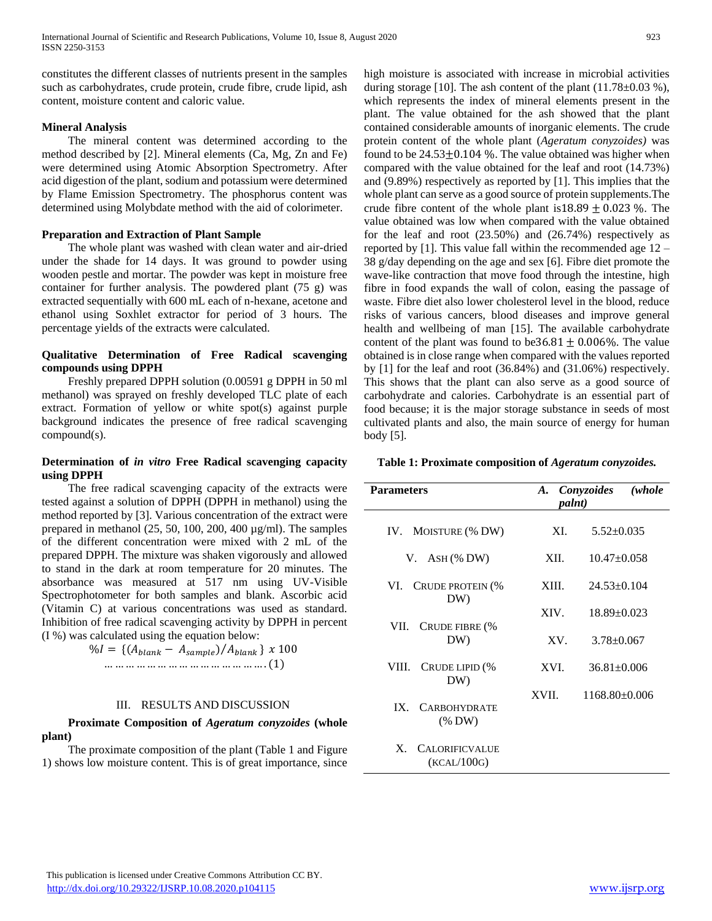constitutes the different classes of nutrients present in the samples such as carbohydrates, crude protein, crude fibre, crude lipid, ash content, moisture content and caloric value.

#### Mineral Analysis

The mineral content was determined according to the method described by [2]. Mineral elements (Ca, Mg, Zn and Fe) were determined using Atomic Absorption Spectrometry. After acid digestion of the plant, sodium and potassium were determined by Flame Emission Spectrometry. The phosphorus content was determined using Molybdate method with the aid of colorimeter.

#### Preparation and Extraction of Plant Sample

The whole plant was washed with clean water and air-dried under the shade for 14 days. It was ground to powder using wooden pestle and mortar. The powder was kept in moisture free container for further analysis. The powdered plant (75 g) was extracted sequentially with 600 mL each of n-hexane, acetone and ethanol using Soxhlet extractor for period of 3 hours. The percentage yields of the extracts were calculated.

#### Qualitative Determination of Free Radical scavenging compounds using DPPH

Freshly prepared DPPH solution (0.00591 g DPPH in 50 ml methanol) was sprayed on freshly developed TLC plate of each extract. Formation of yellow or white spot(s) against purple background indicates the presence of free radical scavenging compound(s).

#### Determination of *in vitro* Free Radical scavenging capacity using DPPH

The free radical scavenging capacity of the extracts were tested against a solution of DPPH (DPPH in methanol) using the method reported by [3]. Various concentration of the extract were prepared in methanol (25, 50, 100, 200, 400 µg/ml). The samples of the different concentration were mixed with 2 mL of the prepared DPPH. The mixture was shaken vigorously and allowed to stand in the dark at room temperature for 20 minutes. The absorbance was measured at 517 nm using UV-Visible Spectrophotometer for both samples and blank. Ascorbic acid (Vitamin C) at various concentrations was used as standard. Inhibition of free radical scavenging activity by DPPH in percent (I %) was calculated using the equation below:

$$\%I = \{(A_{blank} - A_{sample})/A_{blank}\} \; x \; 100 \quad \ldots\ldots\ldots\ldots\ldots\ldots\ldots\ldots\ldots\ldots\ldots\ldots\ldots\ldots\ldots (1)$$

## III. RESULTS AND DISCUSSION

#### Proximate Composition of *Ageratum conyzoides* (whole plant)

The proximate composition of the plant (Table 1 and Figure 1) shows low moisture content. This is of great importance, since high moisture is associated with increase in microbial activities during storage [10]. The ash content of the plant (11.78±0.03 %), which represents the index of mineral elements present in the plant. The value obtained for the ash showed that the plant contained considerable amounts of inorganic elements. The crude protein content of the whole plant (*Ageratum conyzoides)* was found to be $24.53 \pm 0.104$ %. The value obtained was higher when compared with the value obtained for the leaf and root (14.73%) and (9.89%) respectively as reported by [1]. This implies that the whole plant can serve as a good source of protein supplements.The crude fibre content of the whole plant is$18.89 \pm 0.023$ %. The value obtained was low when compared with the value obtained for the leaf and root (23.50%) and (26.74%) respectively as reported by [1]. This value fall within the recommended age 12 – 38 g/day depending on the age and sex [6]. Fibre diet promote the wave-like contraction that move food through the intestine, high fibre in food expands the wall of colon, easing the passage of waste. Fibre diet also lower cholesterol level in the blood, reduce risks of various cancers, blood diseases and improve general health and wellbeing of man [15]. The available carbohydrate content of the plant was found to be$36.81 \pm 0.006$%. The value obtained is in close range when compared with the values reported by [1] for the leaf and root (36.84%) and (31.06%) respectively. This shows that the plant can also serve as a good source of carbohydrate and calories. Carbohydrate is an essential part of food because; it is the major storage substance in seeds of most cultivated plants and also, the main source of energy for human body [5].

**Table 1: Proximate composition of *Ageratum conyzoides.***

| Parameters | *A. Conyzoides (whole palnt)* |
|---|---|
| IV. Moisture (% DW) | XI. 5.52±0.035 |
| V. Ash (% DW) | XII. 10.47±0.058 |
| VI. Crude protein (% DW) | XIII. 24.53±0.104 |
| VII. Crude fibre (% DW) | XIV. 18.89±0.023 |
| VIII. Crude lipid (% DW) | XV. 3.78±0.067 |
| IX. Carbohydrate (% DW) | XVI. 36.81±0.006 |
| X. Calorificvalue (kcal/100g) | XVII. 1168.80±0.006 |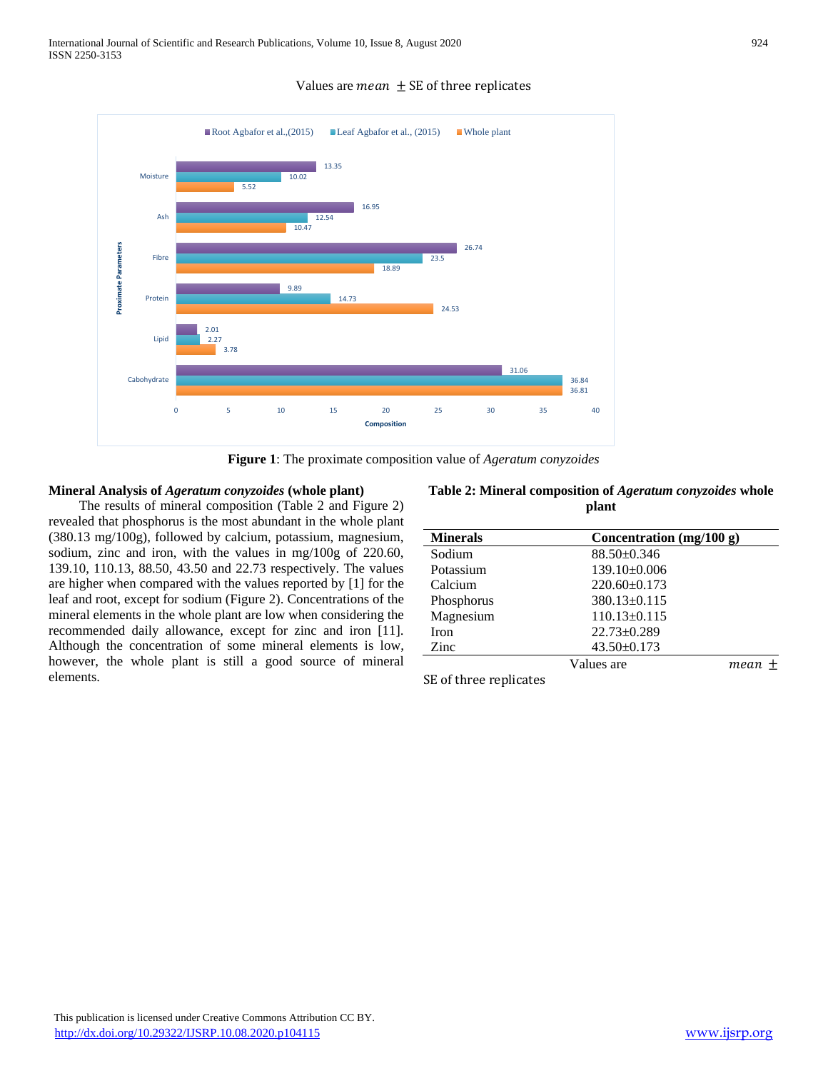Values are $mean \pm$ SE of three replicates

**Figure 1**: The proximate composition value of *Ageratum conyzoides*

## Mineral Analysis of *Ageratum conyzoides* (whole plant)

The results of mineral composition (Table 2 and Figure 2) revealed that phosphorus is the most abundant in the whole plant (380.13 mg/100g), followed by calcium, potassium, magnesium, sodium, zinc and iron, with the values in mg/100g of 220.60, 139.10, 110.13, 88.50, 43.50 and 22.73 respectively. The values are higher when compared with the values reported by [1] for the leaf and root, except for sodium (Figure 2). Concentrations of the mineral elements in the whole plant are low when considering the recommended daily allowance, except for zinc and iron [11]. Although the concentration of some mineral elements is low, however, the whole plant is still a good source of mineral elements.

**Table 2: Mineral composition of *Ageratum conyzoides* whole plant**

| Minerals | Concentration (mg/100 g) |
|---|---|
| Sodium | 88.50±0.346 |
| Potassium | 139.10±0.006 |
| Calcium | 220.60±0.173 |
| Phosphorus | 380.13±0.115 |
| Magnesium | 110.13±0.115 |
| Iron | 22.73±0.289 |
| Zinc | 43.50±0.173 |

Values are $mean \pm$ SE of three replicates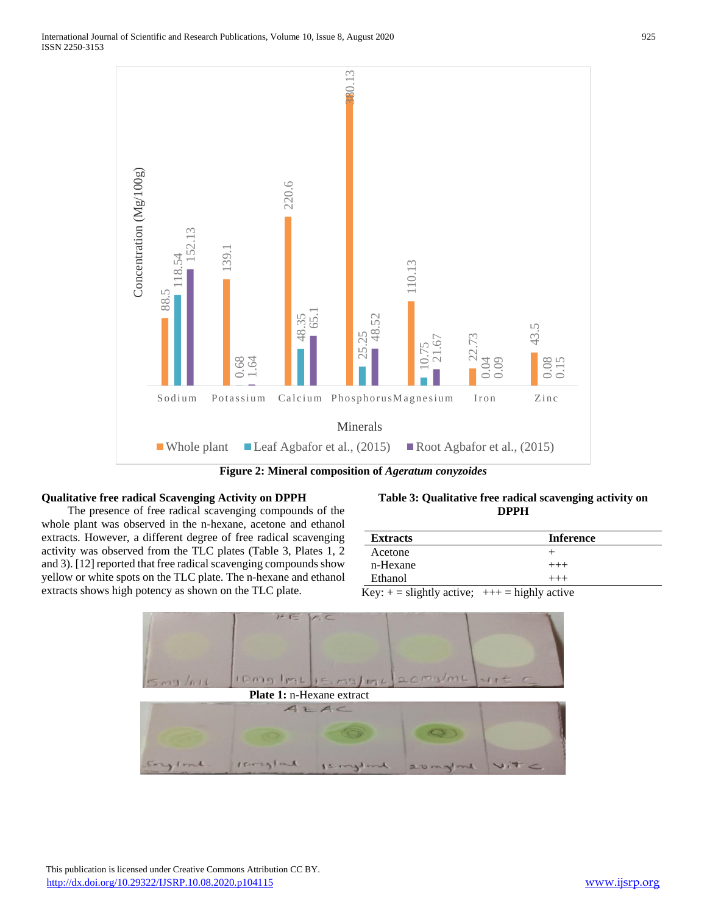Figure 2: Mineral composition of *Ageratum conyzoides*

**Qualitative free radical Scavenging Activity on DPPH**

The presence of free radical scavenging compounds of the whole plant was observed in the n-hexane, acetone and ethanol extracts. However, a different degree of free radical scavenging activity was observed from the TLC plates (Table 3, Plates 1, 2 and 3). [12] reported that free radical scavenging compounds show yellow or white spots on the TLC plate. The n-hexane and ethanol extracts shows high potency as shown on the TLC plate.

**Table 3: Qualitative free radical scavenging activity on DPPH**

| Extracts | Inference |
| --- | --- |
| Acetone | + |
| n-Hexane | +++ |
| Ethanol | +++ |

Key: + = slightly active; +++ = highly active

**Plate 1:** n-Hexane extract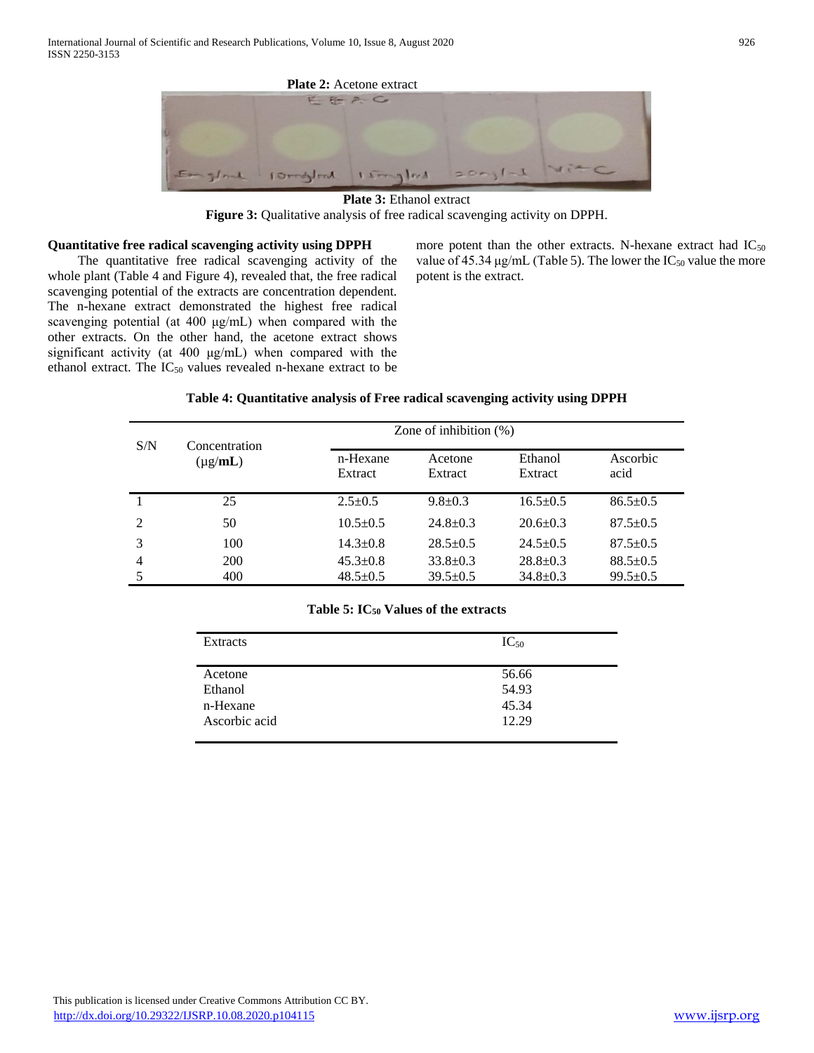**Plate 2:** Acetone extract

**Plate 3:** Ethanol extract

**Figure 3:** Qualitative analysis of free radical scavenging activity on DPPH.

### Quantitative free radical scavenging activity using DPPH

The quantitative free radical scavenging activity of the whole plant (Table 4 and Figure 4), revealed that, the free radical scavenging potential of the extracts are concentration dependent. The n-hexane extract demonstrated the highest free radical scavenging potential (at 400 μg/mL) when compared with the other extracts. On the other hand, the acetone extract shows significant activity (at 400 μg/mL) when compared with the ethanol extract. The $IC_{50}$ values revealed n-hexane extract to be more potent than the other extracts. N-hexane extract had $IC_{50}$ value of 45.34 μg/mL (Table 5). The lower the $IC_{50}$ value the more potent is the extract.

**Table 4: Quantitative analysis of Free radical scavenging activity using DPPH**

| S/N | Concentration (μg/**mL**) | Zone of inhibition (%) | | | |
|---|---|---|---|---|---|
| | | n-Hexane Extract | Acetone Extract | Ethanol Extract | Ascorbic acid |
| 1 | 25 | 2.5±0.5 | 9.8±0.3 | 16.5±0.5 | 86.5±0.5 |
| 2 | 50 | 10.5±0.5 | 24.8±0.3 | 20.6±0.3 | 87.5±0.5 |
| 3 | 100 | 14.3±0.8 | 28.5±0.5 | 24.5±0.5 | 87.5±0.5 |
| 4 | 200 | 45.3±0.8 | 33.8±0.3 | 28.8±0.3 | 88.5±0.5 |
| 5 | 400 | 48.5±0.5 | 39.5±0.5 | 34.8±0.3 | 99.5±0.5 |

**Table 5: $IC_{50}$ Values of the extracts**

| Extracts | $IC_{50}$ |
|---|---|
| Acetone | 56.66 |
| Ethanol | 54.93 |
| n-Hexane | 45.34 |
| Ascorbic acid | 12.29 |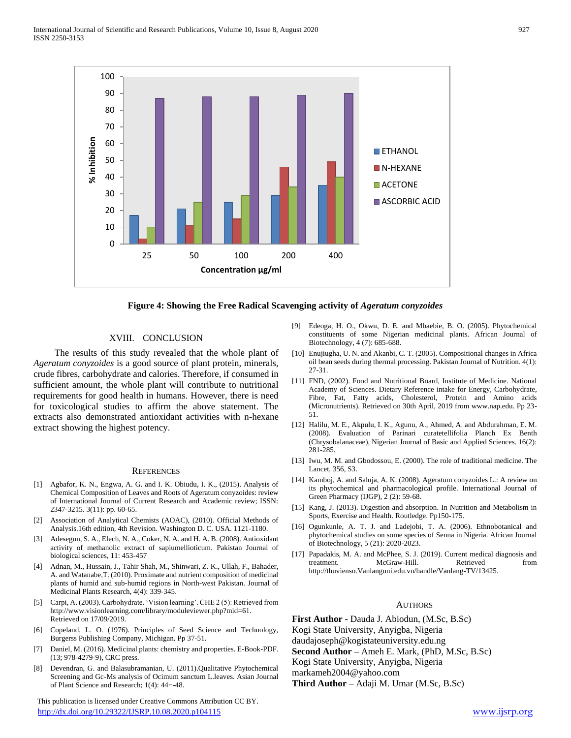Figure 4: Showing the Free Radical Scavenging activity of *Ageratum conyzoides*

## XVIII. CONCLUSION

The results of this study revealed that the whole plant of *Ageratum conyzoides* is a good source of plant protein, minerals, crude fibres, carbohydrate and calories. Therefore, if consumed in sufficient amount, the whole plant will contribute to nutritional requirements for good health in humans. However, there is need for toxicological studies to affirm the above statement. The extracts also demonstrated antioxidant activities with n-hexane extract showing the highest potency.

## REFERENCES

[1] Agbafor, K. N., Engwa, A. G. and I. K. Obiudu, I. K., (2015). Analysis of Chemical Composition of Leaves and Roots of Ageratum conyzoides: review of International Journal of Current Research and Academic review; ISSN: 2347-3215. 3(11): pp. 60-65.

[2] Association of Analytical Chemists (AOAC), (2010). Official Methods of Analysis.16th edition, 4th Revision. Washington D. C. USA. 1121-1180.

[3] Adesegun, S. A., Elech, N. A., Coker, N. A. and H. A. B. (2008). Antioxidant activity of methanolic extract of sapiumellioticum. Pakistan Journal of biological sciences, 11: 453-457

[4] Adnan, M., Hussain, J., Tahir Shah, M., Shinwari, Z. K., Ullah, F., Bahader, A. and Watanabe,T. (2010). Proximate and nutrient composition of medicinal plants of humid and sub-humid regions in North-west Pakistan. Journal of Medicinal Plants Research, 4(4): 339-345.

[5] Carpi, A. (2003). Carbohydrate. 'Vision learning'. CHE 2 (5): Retrieved from http://www.visionlearning.com/library/moduleviewer.php?mid=61. Retrieved on 17/09/2019.

[6] Copeland, L. O. (1976). Principles of Seed Science and Technology, Burgerss Publishing Company, Michigan. Pp 37-51.

[7] Daniel, M. (2016). Medicinal plants: chemistry and properties. E-Book-PDF. (13; 978-4279-9), CRC press.

[8] Devendran, G. and Balasubramanian, U. (2011).Qualitative Phytochemical Screening and Gc-Ms analysis of Ocimum sanctum L.leaves. Asian Journal of Plant Science and Research; 1(4): 44¬-48.

[9] Edeoga, H. O., Okwu, D. E. and Mbaebie, B. O. (2005). Phytochemical constituents of some Nigerian medicinal plants. African Journal of Biotechnology, 4 (7): 685-688.

[10] Enujiugha, U. N. and Akanbi, C. T. (2005). Compositional changes in Africa oil bean seeds during thermal processing. Pakistan Journal of Nutrition. 4(1): 27-31.

[11] FND, (2002). Food and Nutritional Board, Institute of Medicine. National Academy of Sciences. Dietary Reference intake for Energy, Carbohydrate, Fibre, Fat, Fatty acids, Cholesterol, Protein and Amino acids (Micronutrients). Retrieved on 30th April, 2019 from www.nap.edu. Pp 23-51.

[12] Halilu, M. E., Akpulu, I. K., Agunu, A., Ahmed, A. and Abdurahman, E. M. (2008). Evaluation of Parinari curatetellifolia Planch Ex Benth (Chrysobalanaceae), Nigerian Journal of Basic and Applied Sciences. 16(2): 281-285.

[13] Iwu, M. M. and Gbodossou, E. (2000). The role of traditional medicine. The Lancet, 356, S3.

[14] Kamboj, A. and Saluja, A. K. (2008). Ageratum conyzoides L.: A review on its phytochemical and pharmacological profile. International Journal of Green Pharmacy (IJGP), 2 (2): 59-68.

[15] Kang, J. (2013). Digestion and absorption. In Nutrition and Metabolism in Sports, Exercise and Health. Routledge. Pp150-175.

[16] Ogunkunle, A. T. J. and Ladejobi, T. A. (2006). Ethnobotanical and phytochemical studies on some species of Senna in Nigeria. African Journal of Biotechnology, 5 (21): 2020-2023.

[17] Papadakis, M. A. and McPhee, S. J. (2019). Current medical diagnosis and treatment. McGraw-Hill. Retrieved from http://thuvienso.Vanlanguni.edu.vn/handle/Vanlang-TV/13425.

## AUTHORS

**First Author -** Dauda J. Abiodun, (M.Sc, B.Sc)
Kogi State University, Anyigba, Nigeria
daudajoseph@kogistateuniversity.edu.ng

**Second Author –** Ameh E. Mark, (PhD, M.Sc, B.Sc)
Kogi State University, Anyigba, Nigeria
markameh2004@yahoo.com

**Third Author –** Adaji M. Umar (M.Sc, B.Sc)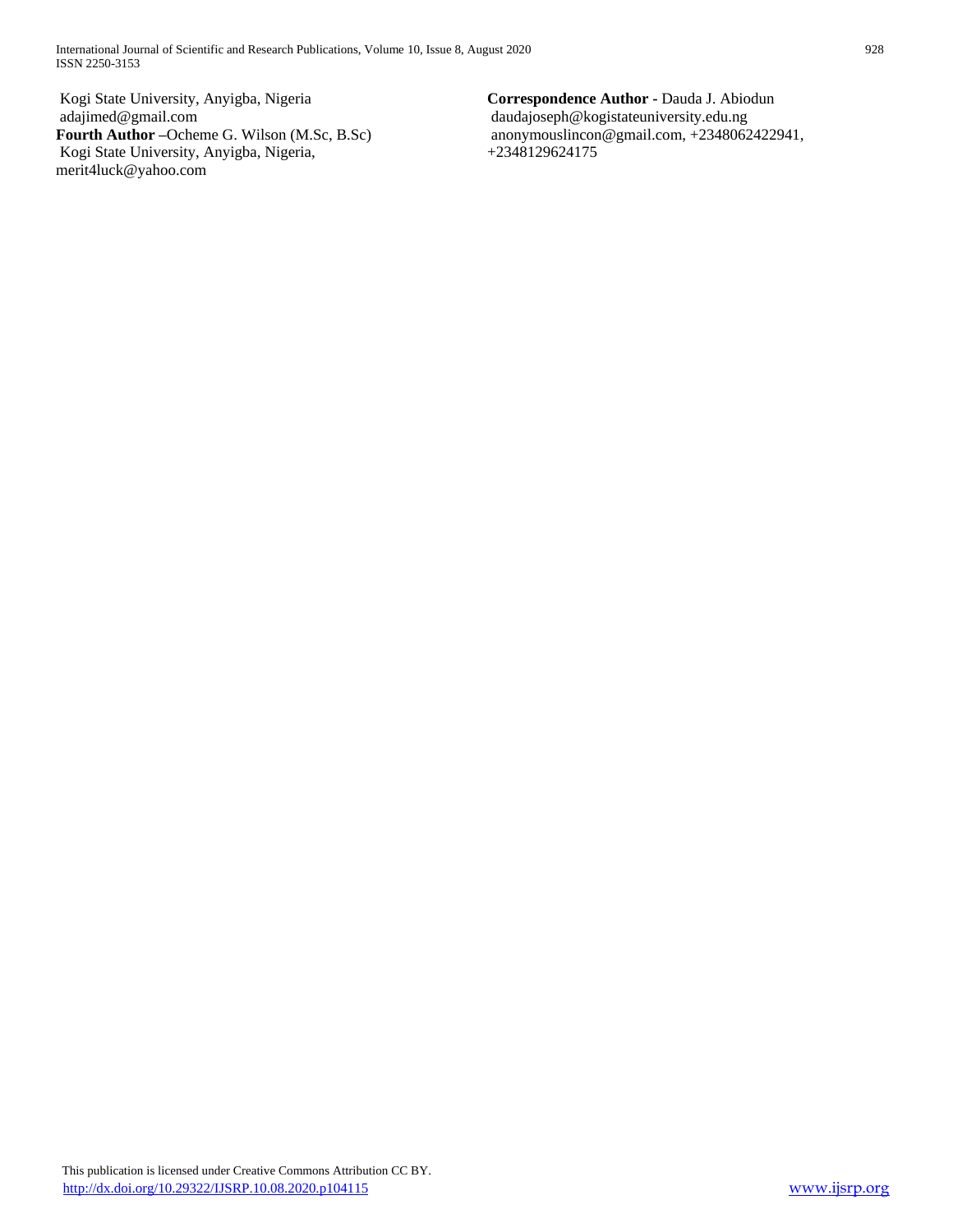Kogi State University, Anyigba, Nigeria
adajimed@gmail.com
**Fourth Author** –Ocheme G. Wilson (M.Sc, B.Sc)
Kogi State University, Anyigba, Nigeria,
merit4luck@yahoo.com

**Correspondence Author -** Dauda J. Abiodun
daudajoseph@kogistateuniversity.edu.ng
anonymouslincon@gmail.com, +2348062422941,
+2348129624175